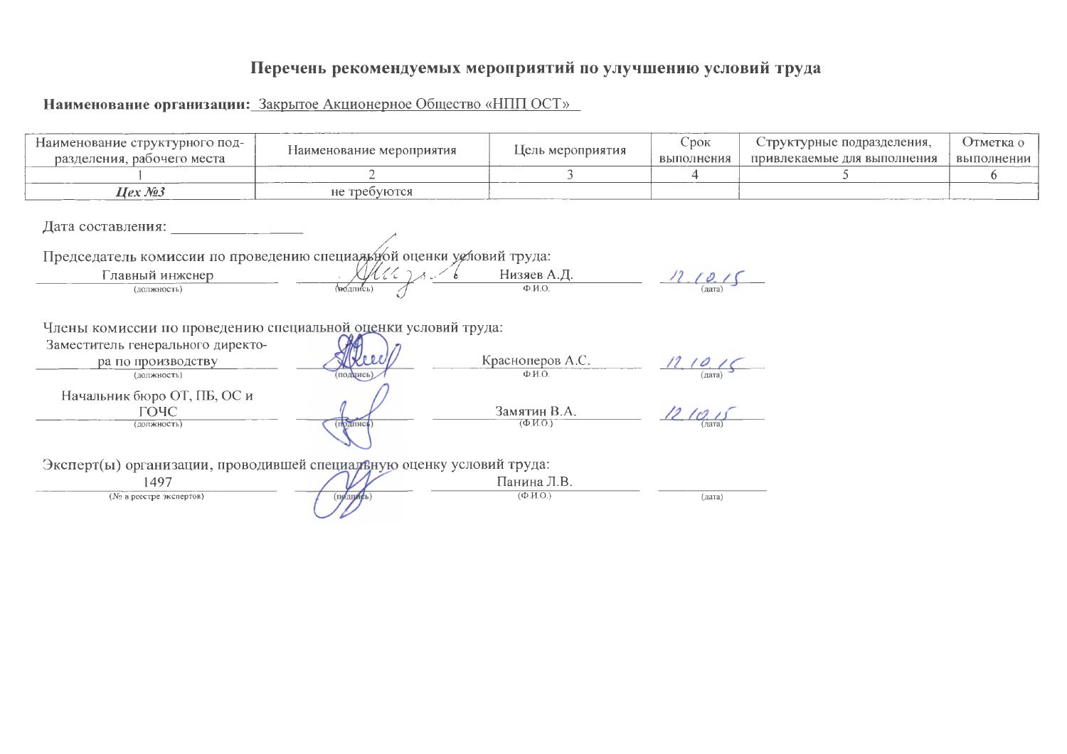# Перечень рекомендуемых мероприятий по улучшению условий труда

**Наименование организации:** Закрытое Акционерное Общество «НПП ОСТ»

| Наименование структурного подразделения, рабочего места | Наименование мероприятия | Цель мероприятия | Срок выполнения | Структурные подразделения, привлекаемые для выполнения | Отметка о выполнении |
|---|---|---|---|---|---|
| 1 | 2 | 3 | 4 | 5 | 6 |
| ***Цех №3*** | не требуются | | | | |

Дата составления: ________________

Председатель комиссии по проведению специальной оценки условий труда:

| Главный инженер | | Низяев А.Д. | 12.10.15 |
|---|---|---|---|
| (должность) | (подпись) | Ф.И.О. | (дата) |

Члены комиссии по проведению специальной оценки условий труда:

| Заместитель генерального директора по производству | | Красноперов А.С. | 12.10.15 |
|---|---|---|---|
| (должность) | (подпись) | Ф.И.О. | (дата) |
| Начальник бюро ОТ, ПБ, ОС и ГОЧС | | Замятин В.А. | 12.10.15 |
| (должность) | (подпись) | (Ф.И.О.) | (дата) |

Эксперт(ы) организации, проводившей специальную оценку условий труда:

| 1497 | | Панина Л.В. | |
|---|---|---|---|
| (№ в реестре экспертов) | (подпись) | (Ф.И.О.) | (дата) |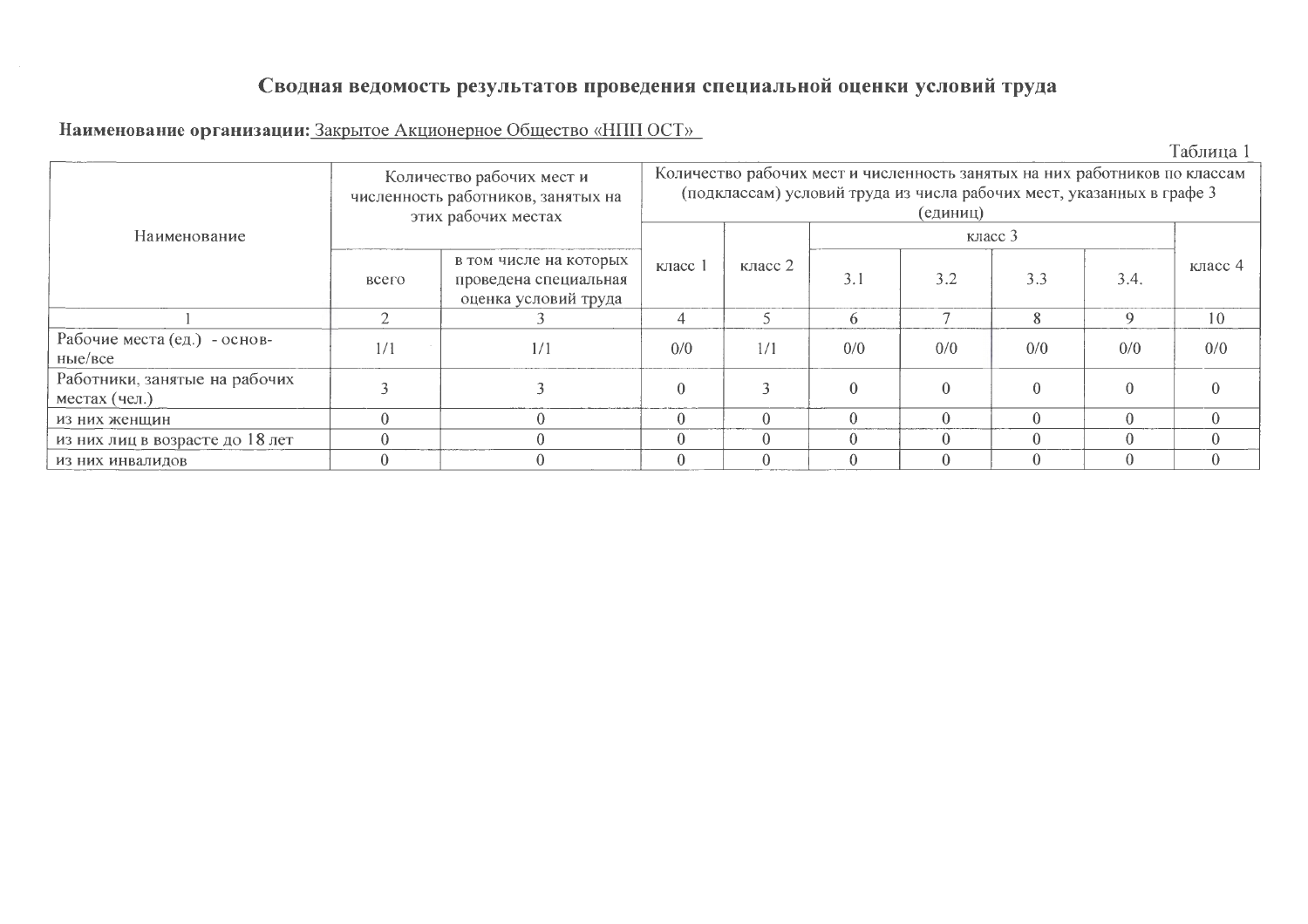# Сводная ведомость результатов проведения специальной оценки условий труда

**Наименование организации:** Закрытое Акционерное Общество «НПП ОСТ»

Таблица 1

| Наименование | Количество рабочих мест и численность работников, занятых на этих рабочих местах | | Количество рабочих мест и численность занятых на них работников по классам (подклассам) условий труда из числа рабочих мест, указанных в графе 3 (единиц) | | | | | | |
|---|---|---|---|---|---|---|---|---|---|
| | всего | в том числе на которых проведена специальная оценка условий труда | класс 1 | класс 2 | класс 3 | | | | класс 4 |
| | | | | | 3.1 | 3.2 | 3.3 | 3.4. | |
| 1 | 2 | 3 | 4 | 5 | 6 | 7 | 8 | 9 | 10 |
| Рабочие места (ед.) - основные/все | 1/1 | 1/1 | 0/0 | 1/1 | 0/0 | 0/0 | 0/0 | 0/0 | 0/0 |
| Работники, занятые на рабочих местах (чел.) | 3 | 3 | 0 | 3 | 0 | 0 | 0 | 0 | 0 |
| из них женщин | 0 | 0 | 0 | 0 | 0 | 0 | 0 | 0 | 0 |
| из них лиц в возрасте до 18 лет | 0 | 0 | 0 | 0 | 0 | 0 | 0 | 0 | 0 |
| из них инвалидов | 0 | 0 | 0 | 0 | 0 | 0 | 0 | 0 | 0 |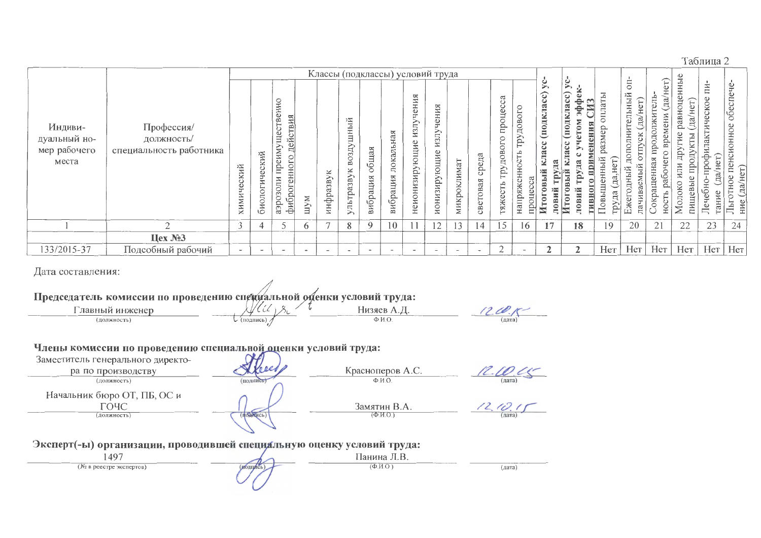Таблица 2

| Индивидуальный номер рабочего места | Профессия/ должность/ специальность работника | Классы (подклассы) условий труда | | | | | | | | | | | | | | Итоговый класс (подкласс) условий труда | Итоговый класс (подкласс) условий труда с учетом эффективного применения СИЗ | Повышенный размер оплаты труда (да,нет) | Ежегодный дополнительный оплачиваемый отпуск (да/нет) | Сокращенная продолжительность рабочего времени (да/нет) | Молоко или другие равноценные пищевые продукты (да/нет) | Лечебно-профилактическое питание (да/нет) | Льготное пенсионное обеспечение (да/нет) |
|---|---|---|---|---|---|---|---|---|---|---|---|---|---|---|---|---|---|---|---|---|---|---|---|
| | | химический | биологический | аэрозоли преимущественно фиброгенного действия | шум | инфразвук | ультразвук воздушный | вибрация общая | вибрация локальная | неионизирующие излучения | ионизирующие излучения | микроклимат | световая среда | тяжесть трудового процесса | напряженность трудового процесса | | | | | | | | |
| 1 | 2 | 3 | 4 | 5 | 6 | 7 | 8 | 9 | 10 | 11 | 12 | 13 | 14 | 15 | 16 | 17 | 18 | 19 | 20 | 21 | 22 | 23 | 24 |
| | **Цех №3** | | | | | | | | | | | | | | | | | | | | | | |
| 133/2015-37 | Подсобный рабочий | - | - | - | - | - | - | - | - | - | - | - | - | 2 | - | **2** | **2** | Нет | Нет | Нет | Нет | Нет | Нет |

Дата составления:

**Председатель комиссии по проведению специальной оценки условий труда:**

Главный инженер (должность) — (подпись) — Низяев А.Д. (Ф.И.О.) — 12.10.15 (дата)

**Члены комиссии по проведению специальной оценки условий труда:**

Заместитель генерального директора по производству (должность) — (подпись) — Красноперов А.С. (Ф.И.О.) — 12.10.15 (дата)

Начальник бюро ОТ, ПБ, ОС и ГОЧС (должность) — (подпись) — Замятин В.А. (Ф.И.О.) — 12.10.15 (дата)

**Эксперт(-ы) организации, проводившей специальную оценку условий труда:**

1497 (№ в реестре экспертов) — (подпись) — Панина Л.В. (Ф.И.О.) — (дата)